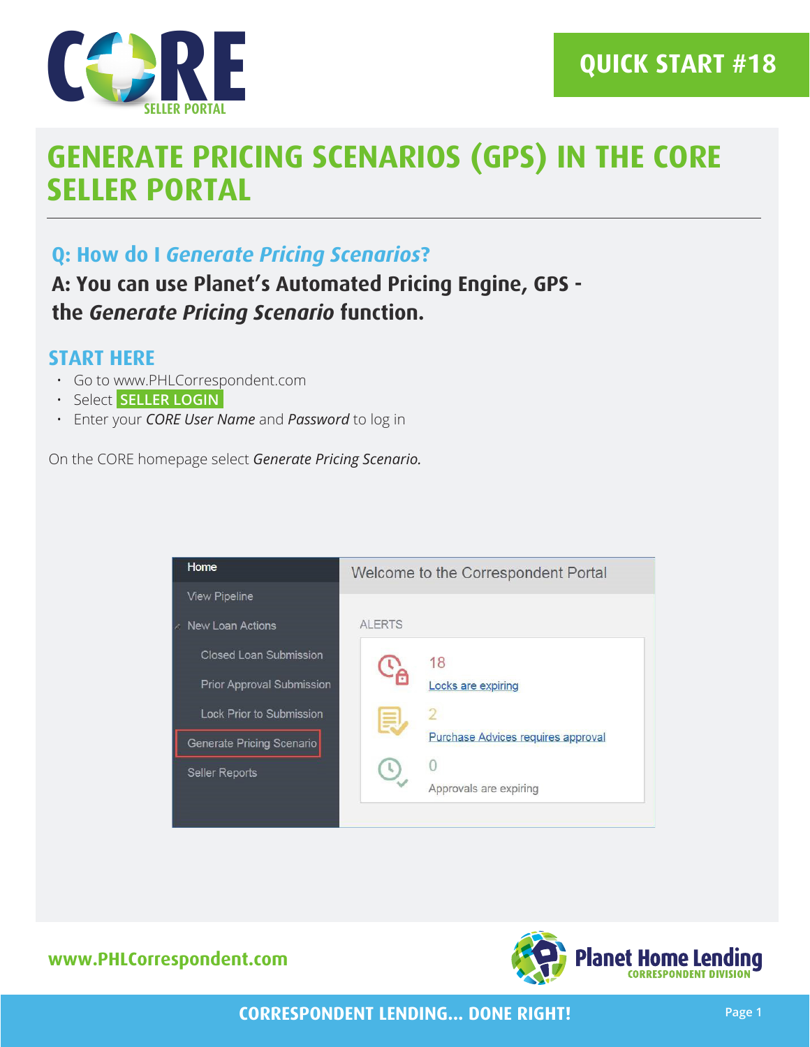QUICK START #18

# GENERATE PRICING SCENARIOS (GPS) IN THE CORE SELLER PORTAL

## Q: How do I *Generate Pricing Scenarios*?

**A: You can use Planet's Automated Pricing Engine, GPS - the *Generate Pricing Scenario* function.**

## START HERE

- Go to www.PHLCorrespondent.com
- Select **SELLER LOGIN**
- Enter your *CORE User Name* and *Password* to log in

On the CORE homepage select *Generate Pricing Scenario.*

www.PHLCorrespondent.com

CORRESPONDENT LENDING... DONE RIGHT!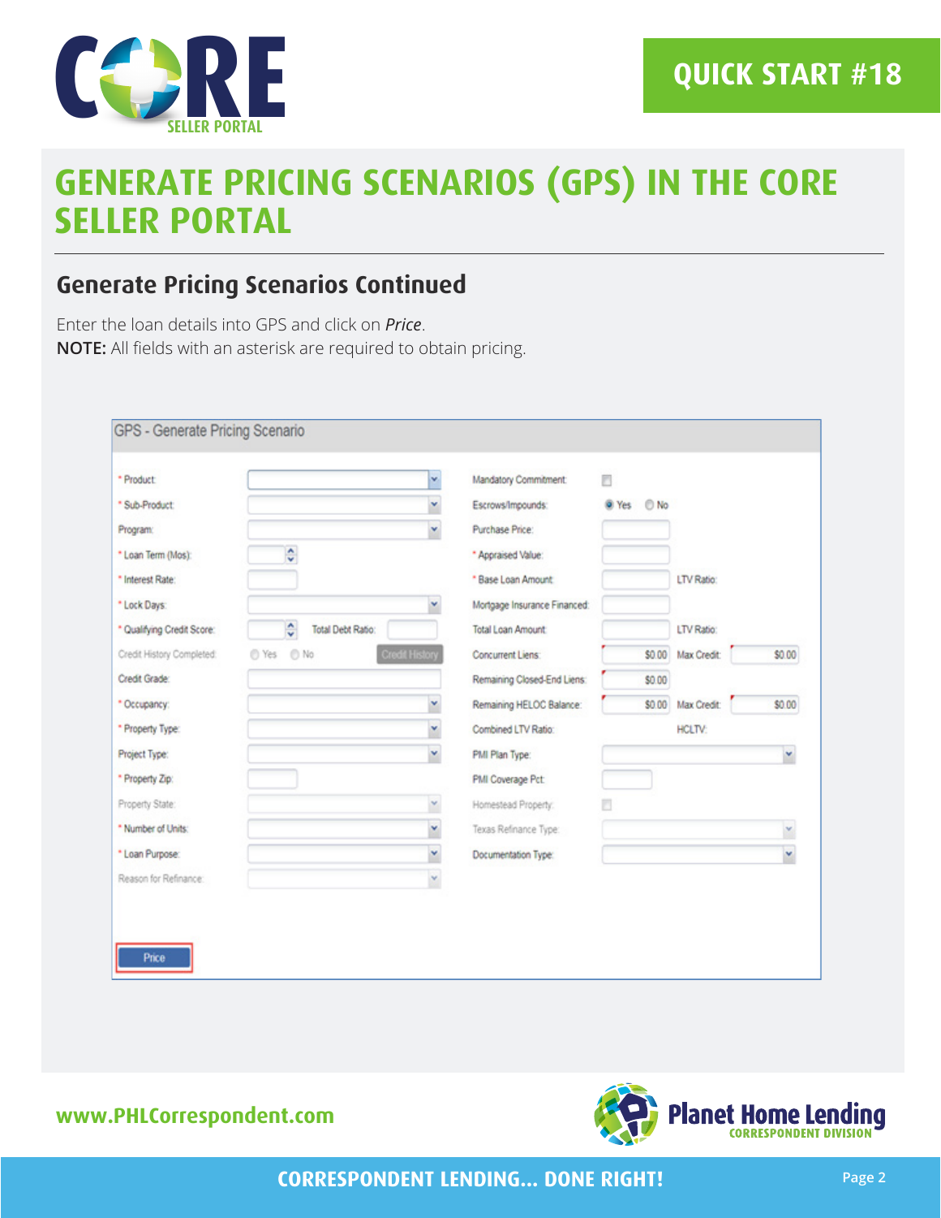# GENERATE PRICING SCENARIOS (GPS) IN THE CORE SELLER PORTAL

## Generate Pricing Scenarios Continued

Enter the loan details into GPS and click on *Price*.
**NOTE:** All fields with an asterisk are required to obtain pricing.

GPS - Generate Pricing Scenario

| Field | Value | Field | Value |
|---|---|---|---|
| * Product: | | Mandatory Commitment: | ☐ |
| * Sub-Product: | | Escrows/Impounds: | ◉ Yes ○ No |
| Program: | | Purchase Price: | |
| * Loan Term (Mos): | | * Appraised Value: | |
| * Interest Rate: | | * Base Loan Amount: | LTV Ratio: |
| * Lock Days: | | Mortgage Insurance Financed: | |
| * Qualifying Credit Score: | Total Debt Ratio: | Total Loan Amount: | LTV Ratio: |
| Credit History Completed: | ○ Yes ○ No Credit History | Concurrent Liens: | $0.00 Max Credit: $0.00 |
| Credit Grade: | | Remaining Closed-End Liens: | $0.00 |
| * Occupancy: | | Remaining HELOC Balance: | $0.00 Max Credit: $0.00 |
| * Property Type: | | Combined LTV Ratio: | HCLTV: |
| Project Type: | | PMI Plan Type: | |
| * Property Zip: | | PMI Coverage Pct: | |
| Property State: | | Homestead Property: | ☐ |
| * Number of Units: | | Texas Refinance Type: | |
| * Loan Purpose: | | Documentation Type: | |
| Reason for Refinance: | | | |

Price

www.PHLCorrespondent.com

CORRESPONDENT LENDING... DONE RIGHT!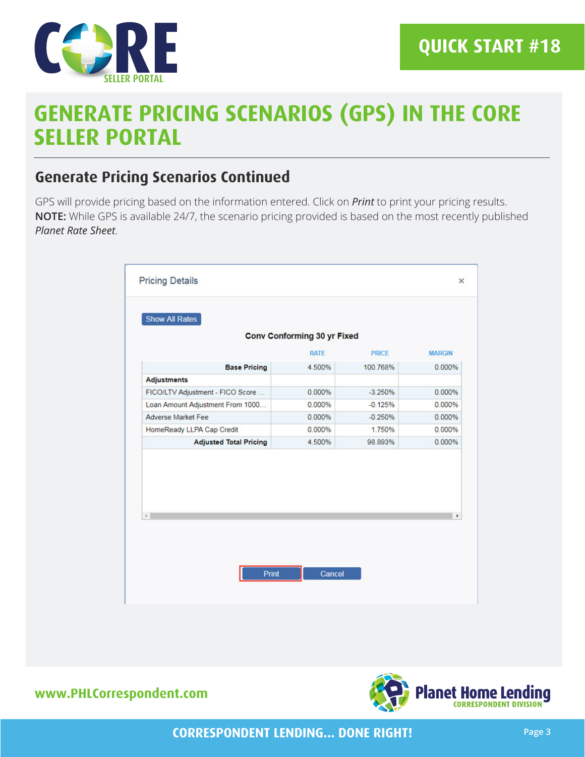# GENERATE PRICING SCENARIOS (GPS) IN THE CORE SELLER PORTAL

## Generate Pricing Scenarios Continued

GPS will provide pricing based on the information entered. Click on *Print* to print your pricing results. **NOTE:** While GPS is available 24/7, the scenario pricing provided is based on the most recently published *Planet Rate Sheet*.

Pricing Details

Show All Rates

**Conv Conforming 30 yr Fixed**

| | RATE | PRICE | MARGIN |
|---|---|---|---|
| **Base Pricing** | 4.500% | 100.768% | 0.000% |
| **Adjustments** | | | |
| FICO/LTV Adjustment - FICO Score ... | 0.000% | -3.250% | 0.000% |
| Loan Amount Adjustment From 1000... | 0.000% | -0.125% | 0.000% |
| Adverse Market Fee | 0.000% | -0.250% | 0.000% |
| HomeReady LLPA Cap Credit | 0.000% | 1.750% | 0.000% |
| **Adjusted Total Pricing** | 4.500% | 98.893% | 0.000% |

Print | Cancel

www.PHLCorrespondent.com

CORRESPONDENT LENDING... DONE RIGHT!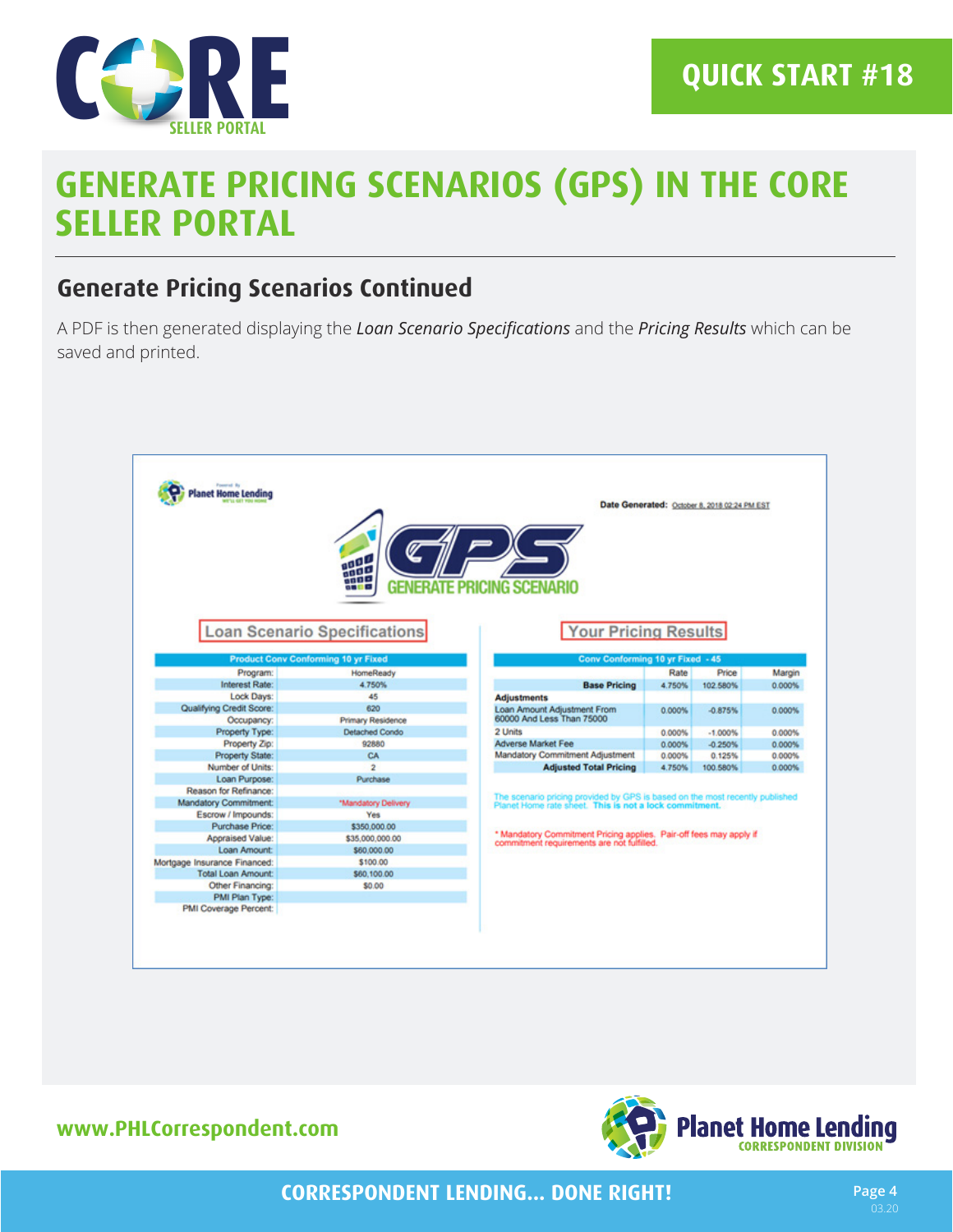# GENERATE PRICING SCENARIOS (GPS) IN THE CORE SELLER PORTAL

## Generate Pricing Scenarios Continued

A PDF is then generated displaying the *Loan Scenario Specifications* and the *Pricing Results* which can be saved and printed.

Date Generated: October 8, 2018 02:24 PM EST

GPS GENERATE PRICING SCENARIO

**Loan Scenario Specifications**

| Product Conv Conforming 10 yr Fixed | |
|---|---|
| Program: | HomeReady |
| Interest Rate: | 4.750% |
| Lock Days: | 45 |
| Qualifying Credit Score: | 620 |
| Occupancy: | Primary Residence |
| Property Type: | Detached Condo |
| Property Zip: | 92880 |
| Property State: | CA |
| Number of Units: | 2 |
| Loan Purpose: | Purchase |
| Reason for Refinance: | |
| Mandatory Commitment: | *Mandatory Delivery |
| Escrow / Impounds: | Yes |
| Purchase Price: | $350,000.00 |
| Appraised Value: | $35,000,000.00 |
| Loan Amount: | $60,000.00 |
| Mortgage Insurance Financed: | $100.00 |
| Total Loan Amount: | $60,100.00 |
| Other Financing: | $0.00 |
| PMI Plan Type: | |
| PMI Coverage Percent: | |

**Your Pricing Results**

| Conv Conforming 10 yr Fixed - 45 | Rate | Price | Margin |
|---|---|---|---|
| **Base Pricing** | 4.750% | 102.580% | 0.000% |
| **Adjustments** | | | |
| Loan Amount Adjustment From 60000 And Less Than 75000 | 0.000% | -0.875% | 0.000% |
| 2 Units | 0.000% | -1.000% | 0.000% |
| Adverse Market Fee | 0.000% | -0.250% | 0.000% |
| Mandatory Commitment Adjustment | 0.000% | 0.125% | 0.000% |
| **Adjusted Total Pricing** | 4.750% | 100.580% | 0.000% |

The scenario pricing provided by GPS is based on the most recently published Planet Home rate sheet. **This is not a lock commitment.**

\* Mandatory Commitment Pricing applies. Pair-off fees may apply if commitment requirements are not fulfilled.

www.PHLCorrespondent.com

CORRESPONDENT LENDING... DONE RIGHT!